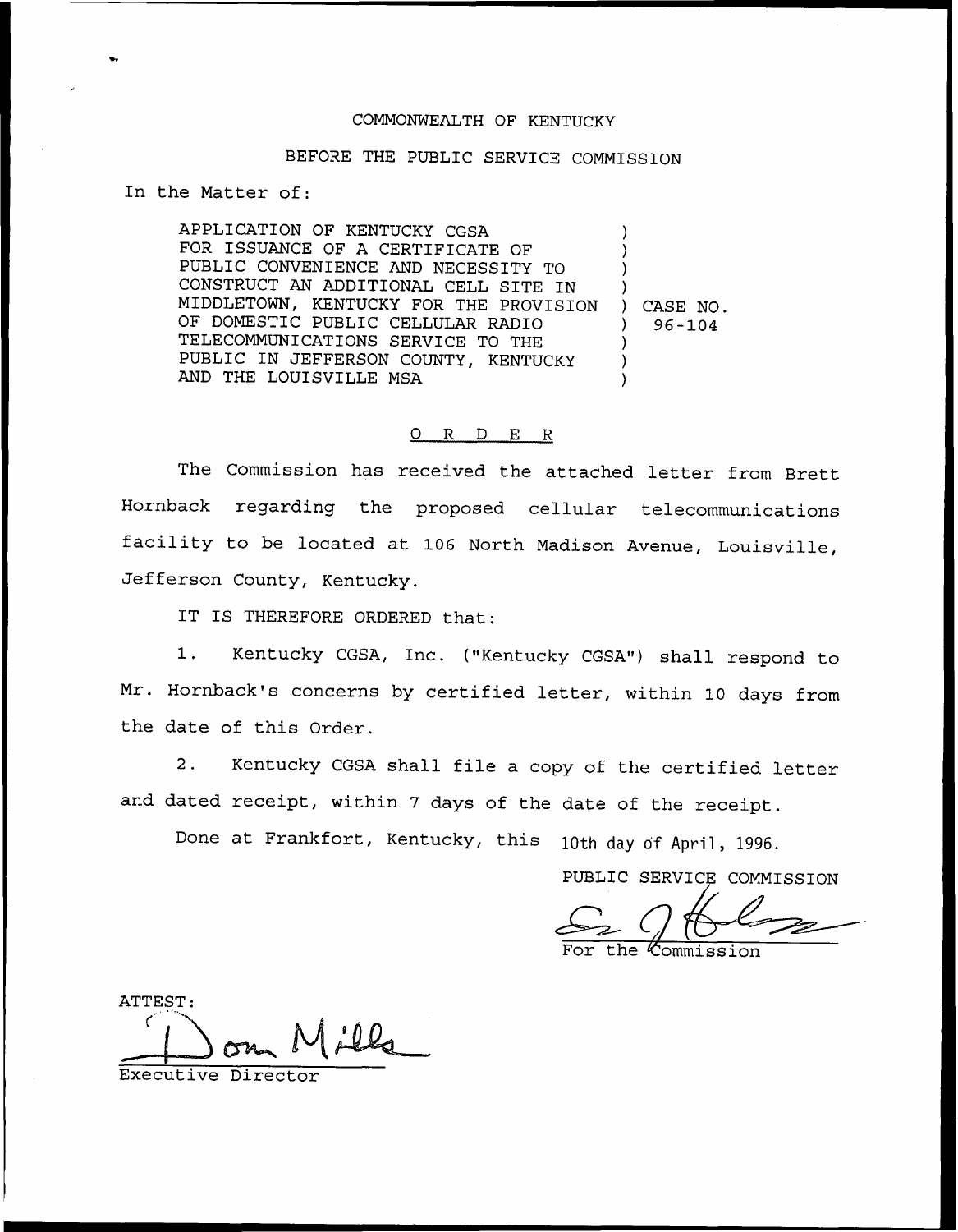COMMONWEALTH OF KENTUCKY

BEFORE THE PUBLIC SERVICE COMMISSION

In the Matter of:

| | |
|---|---|
| APPLICATION OF KENTUCKY CGSA FOR ISSUANCE OF A CERTIFICATE OF PUBLIC CONVENIENCE AND NECESSITY TO CONSTRUCT AN ADDITIONAL CELL SITE IN MIDDLETOWN, KENTUCKY FOR THE PROVISION OF DOMESTIC PUBLIC CELLULAR RADIO TELECOMMUNICATIONS SERVICE TO THE PUBLIC IN JEFFERSON COUNTY, KENTUCKY AND THE LOUISVILLE MSA | ) CASE NO. 96-104 |

## O R D E R

The Commission has received the attached letter from Brett Hornback regarding the proposed cellular telecommunications facility to be located at 106 North Madison Avenue, Louisville, Jefferson County, Kentucky.

IT IS THEREFORE ORDERED that:

1. Kentucky CGSA, Inc. ("Kentucky CGSA") shall respond to Mr. Hornback's concerns by certified letter, within 10 days from the date of this Order.

2. Kentucky CGSA shall file a copy of the certified letter and dated receipt, within 7 days of the date of the receipt.

Done at Frankfort, Kentucky, this 10th day of April, 1996.

PUBLIC SERVICE COMMISSION

For the Commission

ATTEST:

Executive Director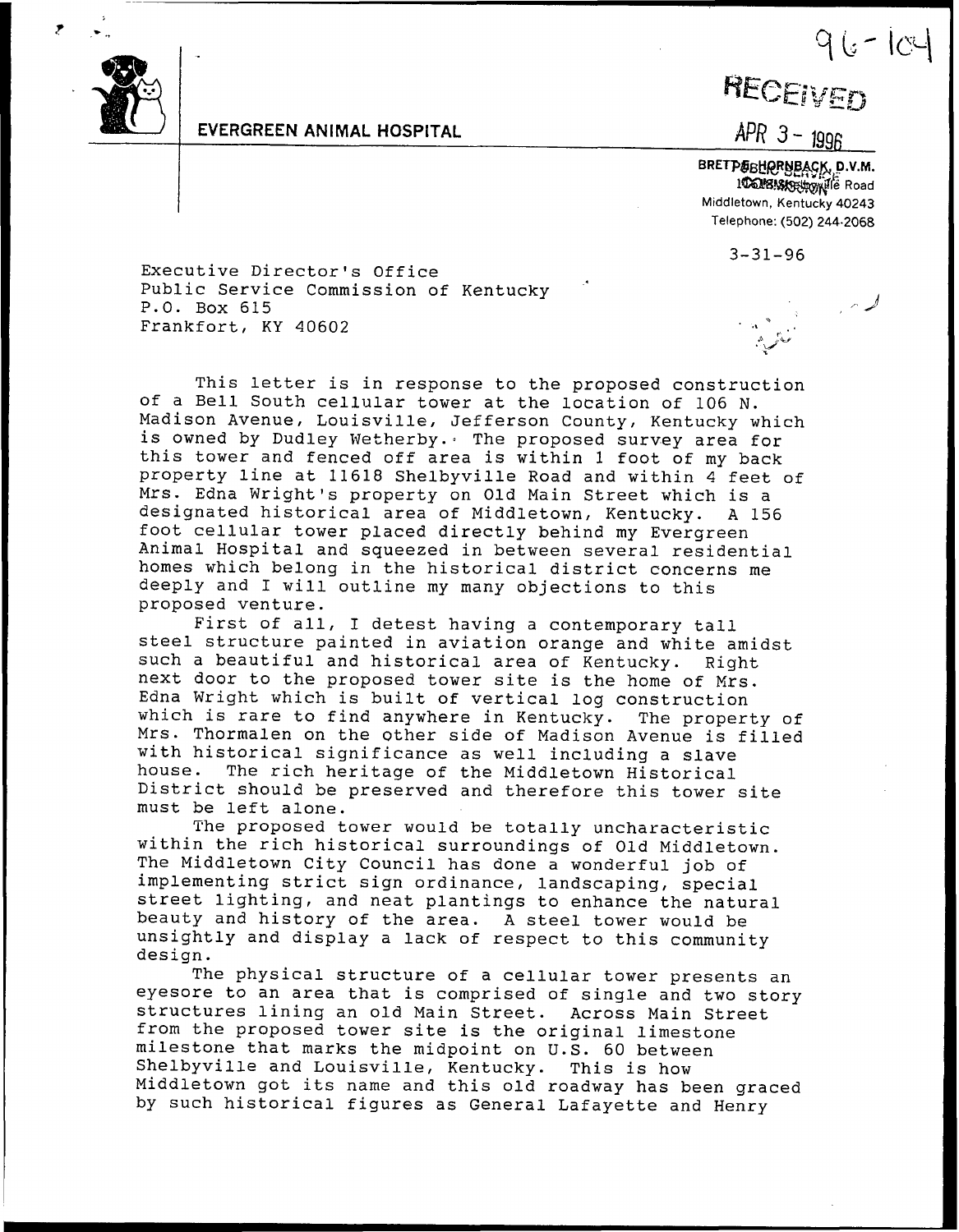96-104

RECEIVED

APR 3 - 1996

**EVERGREEN ANIMAL HOSPITAL**

BRETT S. HORNBACK, D.V.M.
11618 Shelbyville Road
Middletown, Kentucky 40243
Telephone: (502) 244-2068

3-31-96

Executive Director's Office
Public Service Commission of Kentucky
P.O. Box 615
Frankfort, KY 40602

This letter is in response to the proposed construction of a Bell South cellular tower at the location of 106 N. Madison Avenue, Louisville, Jefferson County, Kentucky which is owned by Dudley Wetherby. The proposed survey area for this tower and fenced off area is within 1 foot of my back property line at 11618 Shelbyville Road and within 4 feet of Mrs. Edna Wright's property on Old Main Street which is a designated historical area of Middletown, Kentucky. A 156 foot cellular tower placed directly behind my Evergreen Animal Hospital and squeezed in between several residential homes which belong in the historical district concerns me deeply and I will outline my many objections to this proposed venture.

First of all, I detest having a contemporary tall steel structure painted in aviation orange and white amidst such a beautiful and historical area of Kentucky. Right next door to the proposed tower site is the home of Mrs. Edna Wright which is built of vertical log construction which is rare to find anywhere in Kentucky. The property of Mrs. Thormalen on the other side of Madison Avenue is filled with historical significance as well including a slave house. The rich heritage of the Middletown Historical District should be preserved and therefore this tower site must be left alone.

The proposed tower would be totally uncharacteristic within the rich historical surroundings of Old Middletown. The Middletown City Council has done a wonderful job of implementing strict sign ordinance, landscaping, special street lighting, and neat plantings to enhance the natural beauty and history of the area. A steel tower would be unsightly and display a lack of respect to this community design.

The physical structure of a cellular tower presents an eyesore to an area that is comprised of single and two story structures lining an old Main Street. Across Main Street from the proposed tower site is the original limestone milestone that marks the midpoint on U.S. 60 between Shelbyville and Louisville, Kentucky. This is how Middletown got its name and this old roadway has been graced by such historical figures as General Lafayette and Henry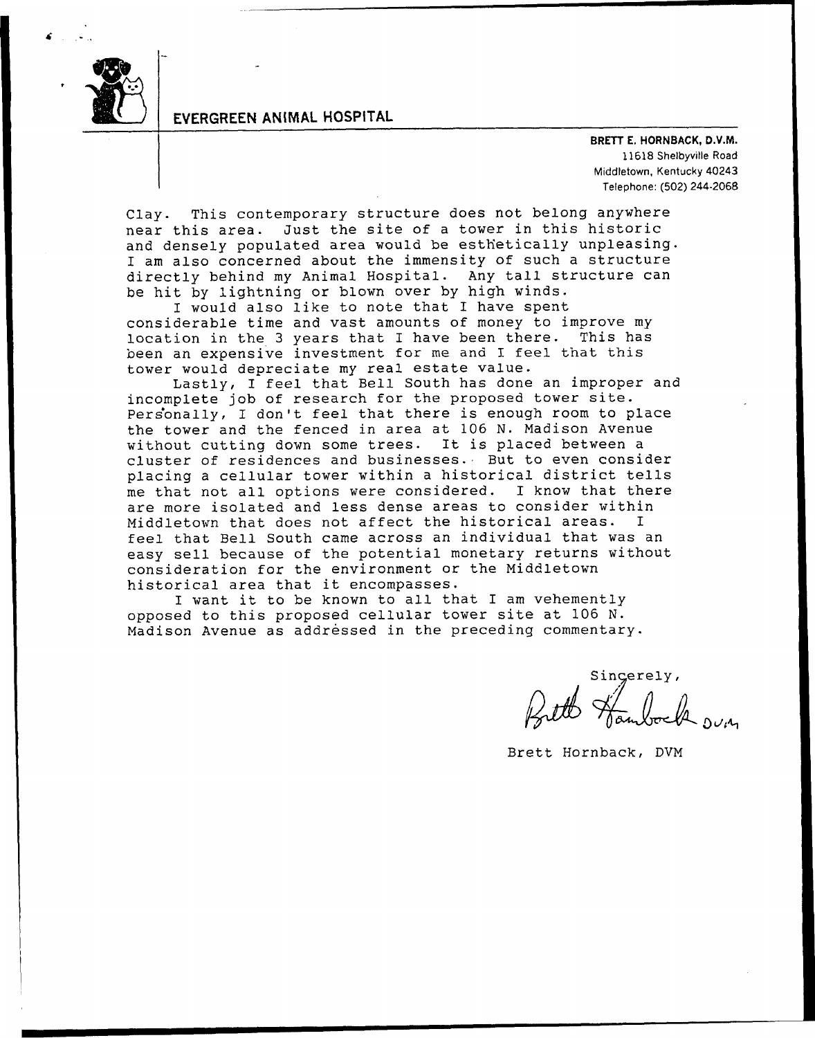**EVERGREEN ANIMAL HOSPITAL**

**BRETT E. HORNBACK, D.V.M.**
11618 Shelbyville Road
Middletown, Kentucky 40243
Telephone: (502) 244-2068

Clay. This contemporary structure does not belong anywhere near this area. Just the site of a tower in this historic and densely populated area would be esthetically unpleasing. I am also concerned about the immensity of such a structure directly behind my Animal Hospital. Any tall structure can be hit by lightning or blown over by high winds.

I would also like to note that I have spent considerable time and vast amounts of money to improve my location in the 3 years that I have been there. This has been an expensive investment for me and I feel that this tower would depreciate my real estate value.

Lastly, I feel that Bell South has done an improper and incomplete job of research for the proposed tower site. Personally, I don't feel that there is enough room to place the tower and the fenced in area at 106 N. Madison Avenue without cutting down some trees. It is placed between a cluster of residences and businesses. But to even consider placing a cellular tower within a historical district tells me that not all options were considered. I know that there are more isolated and less dense areas to consider within Middletown that does not affect the historical areas. I feel that Bell South came across an individual that was an easy sell because of the potential monetary returns without consideration for the environment or the Middletown historical area that it encompasses.

I want it to be known to all that I am vehemently opposed to this proposed cellular tower site at 106 N. Madison Avenue as addressed in the preceding commentary.

Sincerely,

Brett Hornback DVM

Brett Hornback, DVM